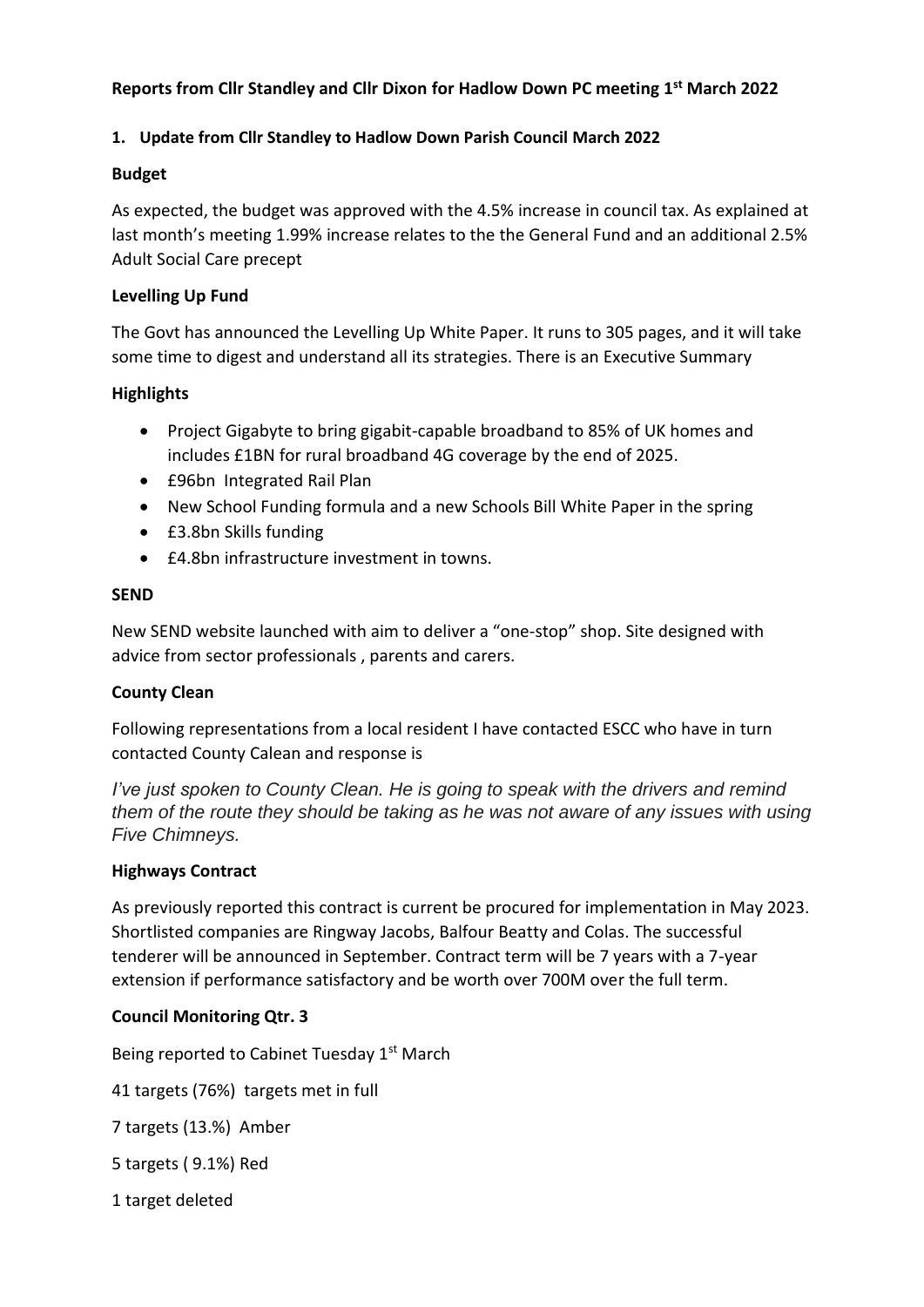# Reports from Cllr Standley and Cllr Dixon for Hadlow Down PC meeting 1st March 2022

## 1. Update from Cllr Standley to Hadlow Down Parish Council March 2022

### Budget

As expected, the budget was approved with the 4.5% increase in council tax. As explained at last month's meeting 1.99% increase relates to the the General Fund and an additional 2.5% Adult Social Care precept

### Levelling Up Fund

The Govt has announced the Levelling Up White Paper. It runs to 305 pages, and it will take some time to digest and understand all its strategies. There is an Executive Summary

### Highlights

- Project Gigabyte to bring gigabit-capable broadband to 85% of UK homes and includes £1BN for rural broadband 4G coverage by the end of 2025.
- £96bn Integrated Rail Plan
- New School Funding formula and a new Schools Bill White Paper in the spring
- £3.8bn Skills funding
- £4.8bn infrastructure investment in towns.

### SEND

New SEND website launched with aim to deliver a "one-stop" shop. Site designed with advice from sector professionals , parents and carers.

### County Clean

Following representations from a local resident I have contacted ESCC who have in turn contacted County Calean and response is

*I've just spoken to County Clean. He is going to speak with the drivers and remind them of the route they should be taking as he was not aware of any issues with using Five Chimneys.*

### Highways Contract

As previously reported this contract is current be procured for implementation in May 2023. Shortlisted companies are Ringway Jacobs, Balfour Beatty and Colas. The successful tenderer will be announced in September. Contract term will be 7 years with a 7-year extension if performance satisfactory and be worth over 700M over the full term.

### Council Monitoring Qtr. 3

Being reported to Cabinet Tuesday 1st March

41 targets (76%) targets met in full

7 targets (13.%) Amber

5 targets ( 9.1%) Red

1 target deleted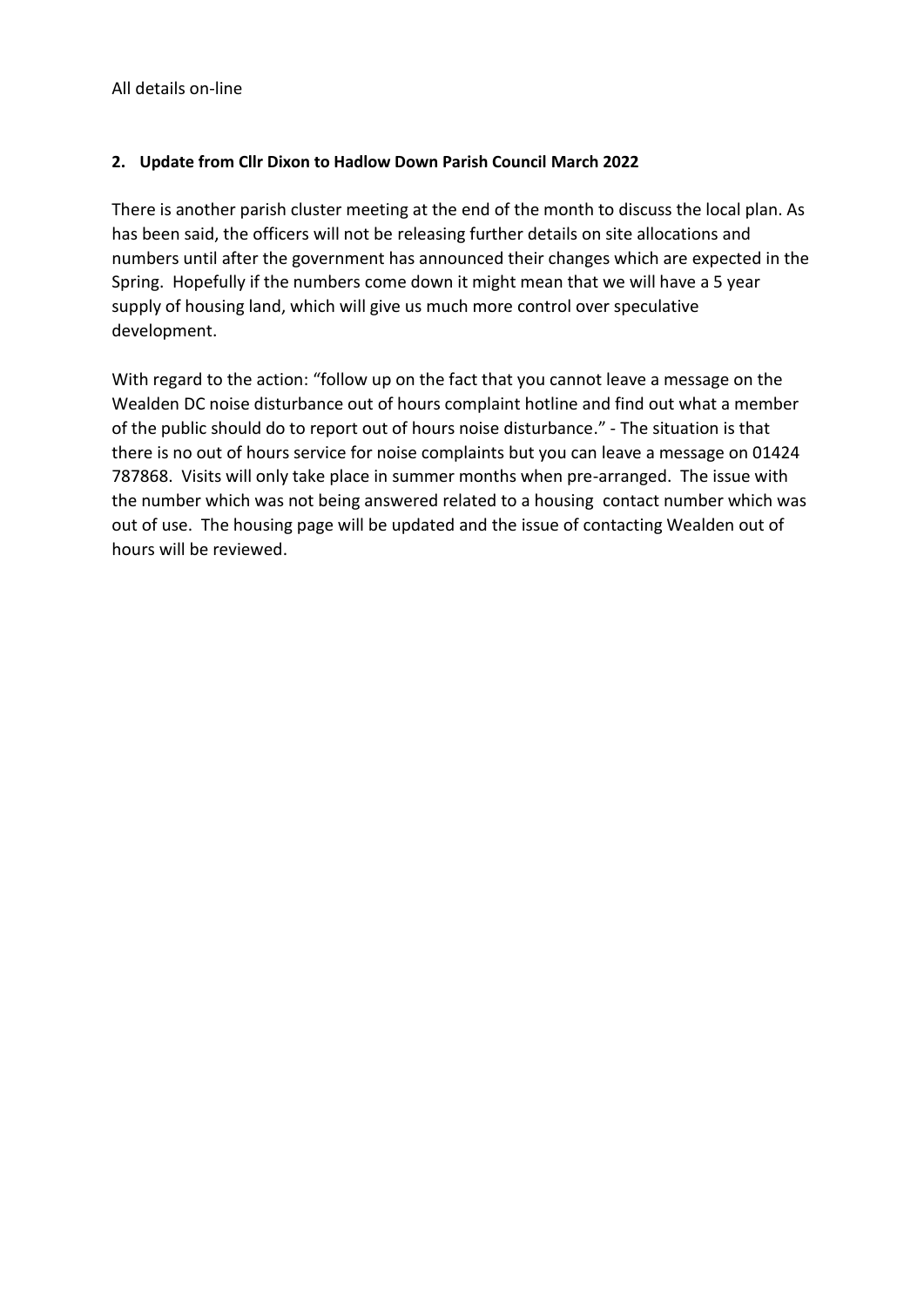All details on-line

**2. Update from Cllr Dixon to Hadlow Down Parish Council March 2022**

There is another parish cluster meeting at the end of the month to discuss the local plan. As has been said, the officers will not be releasing further details on site allocations and numbers until after the government has announced their changes which are expected in the Spring. Hopefully if the numbers come down it might mean that we will have a 5 year supply of housing land, which will give us much more control over speculative development.

With regard to the action: "follow up on the fact that you cannot leave a message on the Wealden DC noise disturbance out of hours complaint hotline and find out what a member of the public should do to report out of hours noise disturbance." - The situation is that there is no out of hours service for noise complaints but you can leave a message on 01424 787868. Visits will only take place in summer months when pre-arranged. The issue with the number which was not being answered related to a housing contact number which was out of use. The housing page will be updated and the issue of contacting Wealden out of hours will be reviewed.